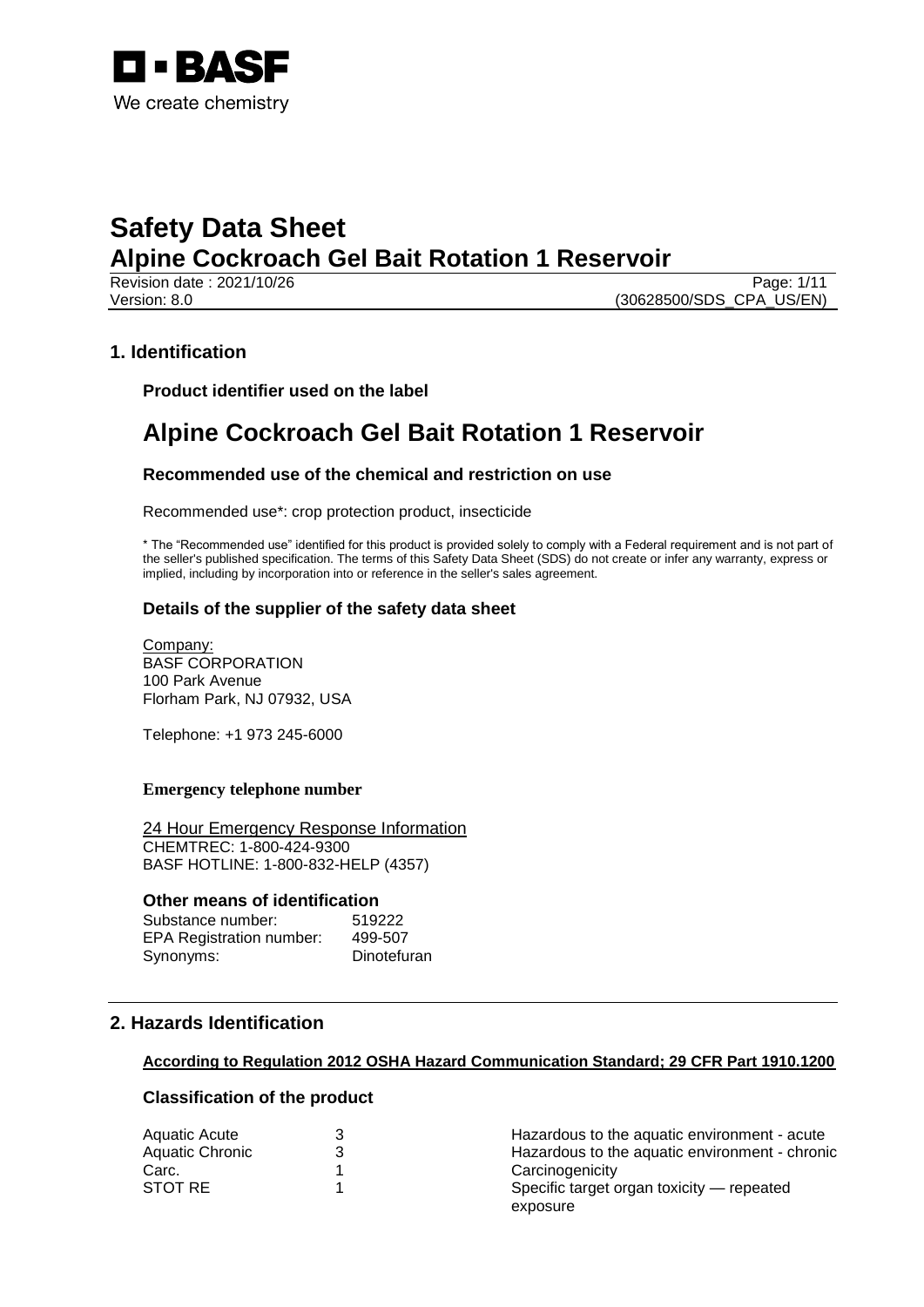# Safety Data Sheet
## Alpine Cockroach Gel Bait Rotation 1 Reservoir

Revision date : 2021/10/26
Version: 8.0
(30628500/SDS_CPA_US/EN)

## 1. Identification

### Product identifier used on the label

# Alpine Cockroach Gel Bait Rotation 1 Reservoir

### Recommended use of the chemical and restriction on use

Recommended use*: crop protection product, insecticide

* The "Recommended use" identified for this product is provided solely to comply with a Federal requirement and is not part of the seller's published specification. The terms of this Safety Data Sheet (SDS) do not create or infer any warranty, express or implied, including by incorporation into or reference in the seller's sales agreement.

### Details of the supplier of the safety data sheet

Company:
BASF CORPORATION
100 Park Avenue
Florham Park, NJ 07932, USA

Telephone: +1 973 245-6000

**Emergency telephone number**

24 Hour Emergency Response Information
CHEMTREC: 1-800-424-9300
BASF HOTLINE: 1-800-832-HELP (4357)

### Other means of identification

| | |
|---|---|
| Substance number: | 519222 |
| EPA Registration number: | 499-507 |
| Synonyms: | Dinotefuran |

## 2. Hazards Identification

**According to Regulation 2012 OSHA Hazard Communication Standard; 29 CFR Part 1910.1200**

### Classification of the product

| | | |
|---|---|---|
| Aquatic Acute | 3 | Hazardous to the aquatic environment - acute |
| Aquatic Chronic | 3 | Hazardous to the aquatic environment - chronic |
| Carc. | 1 | Carcinogenicity |
| STOT RE | 1 | Specific target organ toxicity — repeated exposure |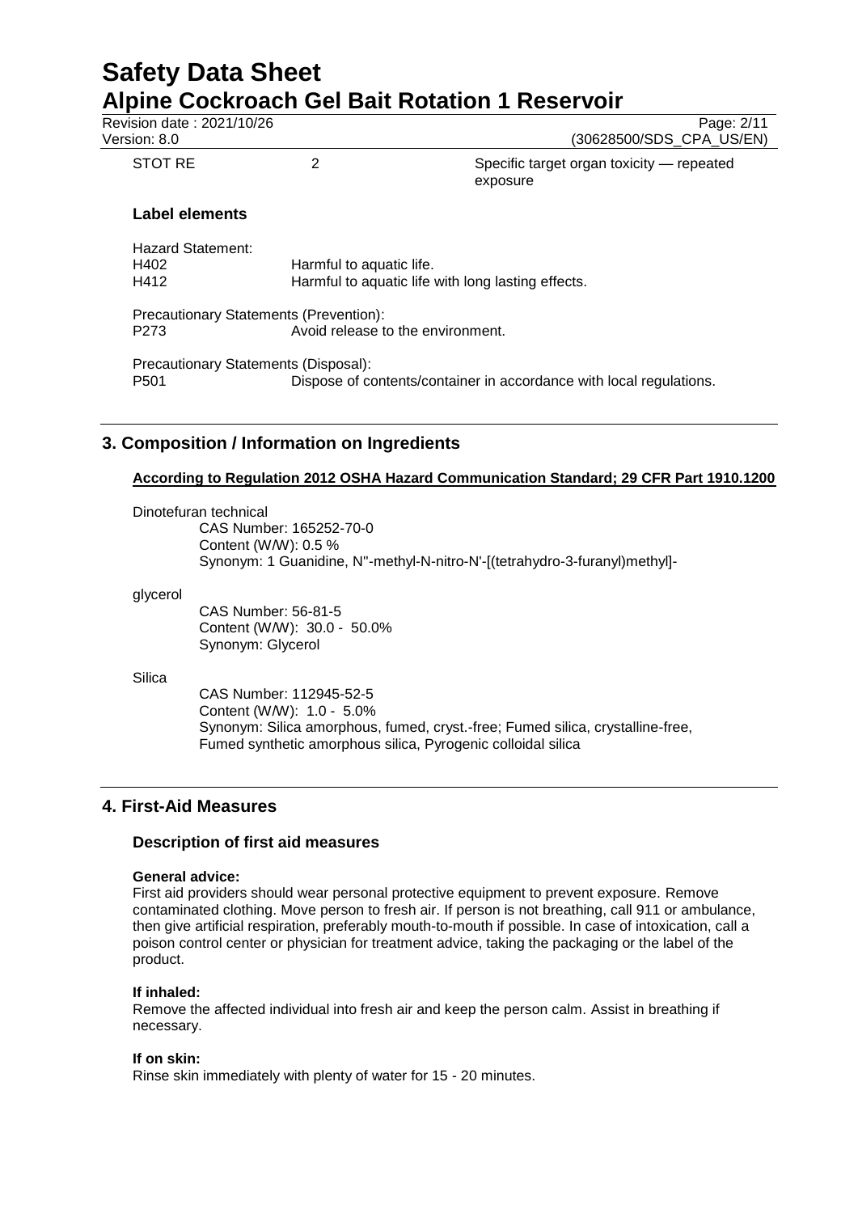| STOT RE | 2 | Specific target organ toxicity — repeated exposure |
|---|---|---|

### Label elements

Hazard Statement:

| | |
|---|---|
| H402 | Harmful to aquatic life. |
| H412 | Harmful to aquatic life with long lasting effects. |

Precautionary Statements (Prevention):

| | |
|---|---|
| P273 | Avoid release to the environment. |

Precautionary Statements (Disposal):

| | |
|---|---|
| P501 | Dispose of contents/container in accordance with local regulations. |

## 3. Composition / Information on Ingredients

**According to Regulation 2012 OSHA Hazard Communication Standard; 29 CFR Part 1910.1200**

Dinotefuran technical

CAS Number: 165252-70-0
Content (W/W): 0.5 %
Synonym: 1 Guanidine, N''-methyl-N-nitro-N'-[(tetrahydro-3-furanyl)methyl]-

glycerol

CAS Number: 56-81-5
Content (W/W): 30.0 - 50.0%
Synonym: Glycerol

Silica

CAS Number: 112945-52-5
Content (W/W): 1.0 - 5.0%
Synonym: Silica amorphous, fumed, cryst.-free; Fumed silica, crystalline-free, Fumed synthetic amorphous silica, Pyrogenic colloidal silica

## 4. First-Aid Measures

### Description of first aid measures

**General advice:**
First aid providers should wear personal protective equipment to prevent exposure. Remove contaminated clothing. Move person to fresh air. If person is not breathing, call 911 or ambulance, then give artificial respiration, preferably mouth-to-mouth if possible. In case of intoxication, call a poison control center or physician for treatment advice, taking the packaging or the label of the product.

**If inhaled:**
Remove the affected individual into fresh air and keep the person calm. Assist in breathing if necessary.

**If on skin:**
Rinse skin immediately with plenty of water for 15 - 20 minutes.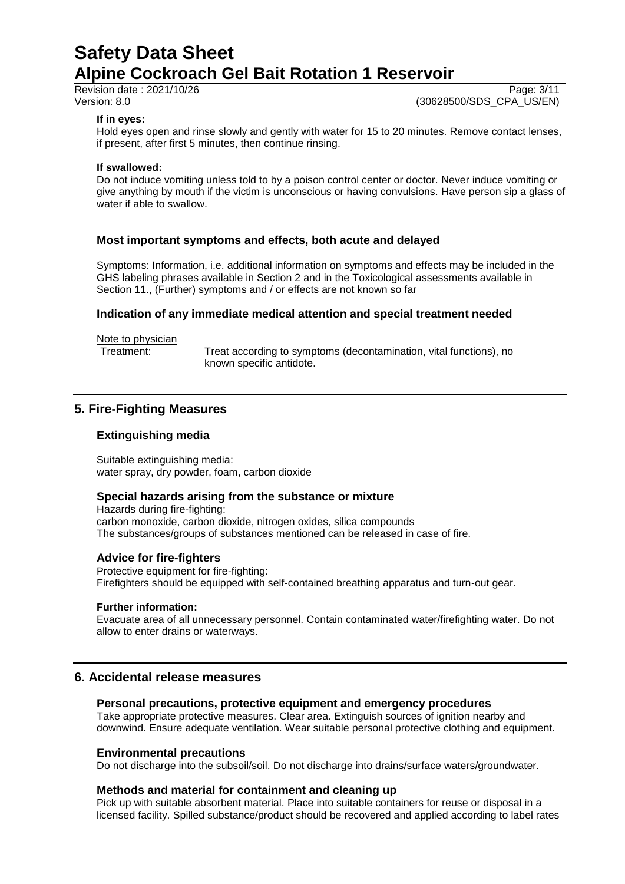**If in eyes:**

Hold eyes open and rinse slowly and gently with water for 15 to 20 minutes. Remove contact lenses, if present, after first 5 minutes, then continue rinsing.

**If swallowed:**

Do not induce vomiting unless told to by a poison control center or doctor. Never induce vomiting or give anything by mouth if the victim is unconscious or having convulsions. Have person sip a glass of water if able to swallow.

### Most important symptoms and effects, both acute and delayed

Symptoms: Information, i.e. additional information on symptoms and effects may be included in the GHS labeling phrases available in Section 2 and in the Toxicological assessments available in Section 11., (Further) symptoms and / or effects are not known so far

### Indication of any immediate medical attention and special treatment needed

Note to physician

Treatment: Treat according to symptoms (decontamination, vital functions), no known specific antidote.

## 5. Fire-Fighting Measures

### Extinguishing media

Suitable extinguishing media:
water spray, dry powder, foam, carbon dioxide

### Special hazards arising from the substance or mixture

Hazards during fire-fighting:
carbon monoxide, carbon dioxide, nitrogen oxides, silica compounds
The substances/groups of substances mentioned can be released in case of fire.

### Advice for fire-fighters

Protective equipment for fire-fighting:
Firefighters should be equipped with self-contained breathing apparatus and turn-out gear.

**Further information:**

Evacuate area of all unnecessary personnel. Contain contaminated water/firefighting water. Do not allow to enter drains or waterways.

## 6. Accidental release measures

### Personal precautions, protective equipment and emergency procedures

Take appropriate protective measures. Clear area. Extinguish sources of ignition nearby and downwind. Ensure adequate ventilation. Wear suitable personal protective clothing and equipment.

### Environmental precautions

Do not discharge into the subsoil/soil. Do not discharge into drains/surface waters/groundwater.

### Methods and material for containment and cleaning up

Pick up with suitable absorbent material. Place into suitable containers for reuse or disposal in a licensed facility. Spilled substance/product should be recovered and applied according to label rates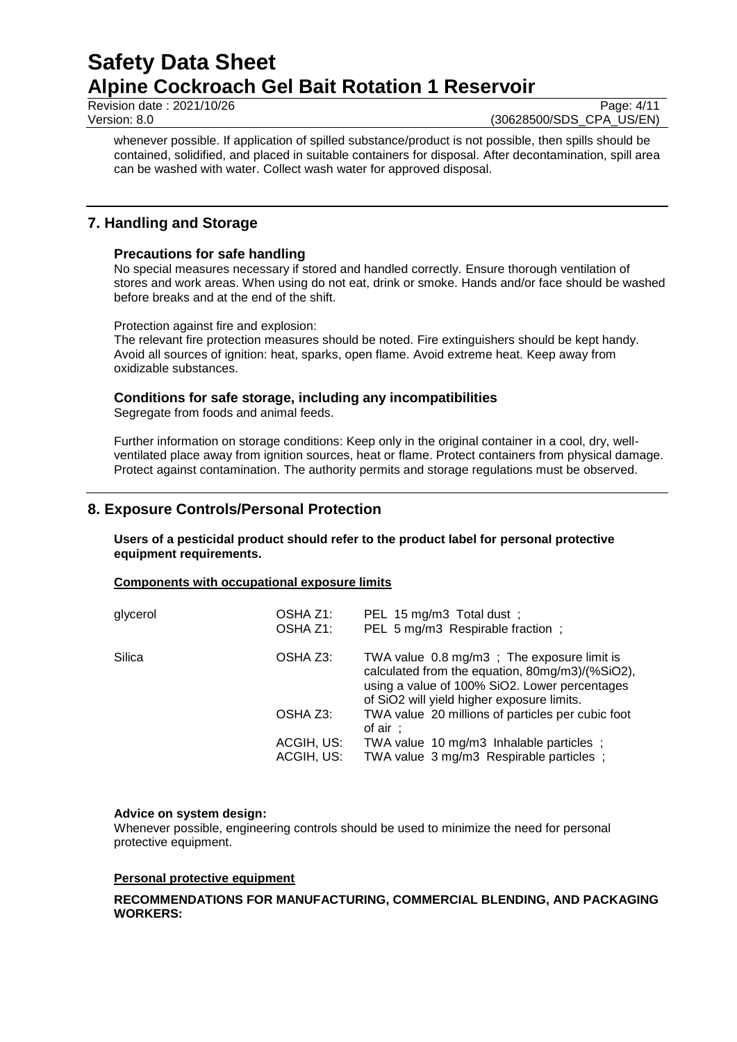whenever possible. If application of spilled substance/product is not possible, then spills should be contained, solidified, and placed in suitable containers for disposal. After decontamination, spill area can be washed with water. Collect wash water for approved disposal.

## 7. Handling and Storage

### Precautions for safe handling

No special measures necessary if stored and handled correctly. Ensure thorough ventilation of stores and work areas. When using do not eat, drink or smoke. Hands and/or face should be washed before breaks and at the end of the shift.

Protection against fire and explosion:
The relevant fire protection measures should be noted. Fire extinguishers should be kept handy. Avoid all sources of ignition: heat, sparks, open flame. Avoid extreme heat. Keep away from oxidizable substances.

### Conditions for safe storage, including any incompatibilities

Segregate from foods and animal feeds.

Further information on storage conditions: Keep only in the original container in a cool, dry, well-ventilated place away from ignition sources, heat or flame. Protect containers from physical damage. Protect against contamination. The authority permits and storage regulations must be observed.

## 8. Exposure Controls/Personal Protection

**Users of a pesticidal product should refer to the product label for personal protective equipment requirements.**

**Components with occupational exposure limits**

| | | |
|---|---|---|
| glycerol | OSHA Z1: | PEL 15 mg/m3 Total dust ; |
| | OSHA Z1: | PEL 5 mg/m3 Respirable fraction ; |
| Silica | OSHA Z3: | TWA value 0.8 mg/m3 ; The exposure limit is calculated from the equation, 80mg/m3)/(%SiO2), using a value of 100% SiO2. Lower percentages of SiO2 will yield higher exposure limits. |
| | OSHA Z3: | TWA value 20 millions of particles per cubic foot of air ; |
| | ACGIH, US: | TWA value 10 mg/m3 Inhalable particles ; |
| | ACGIH, US: | TWA value 3 mg/m3 Respirable particles ; |

**Advice on system design:**
Whenever possible, engineering controls should be used to minimize the need for personal protective equipment.

**Personal protective equipment**

**RECOMMENDATIONS FOR MANUFACTURING, COMMERCIAL BLENDING, AND PACKAGING WORKERS:**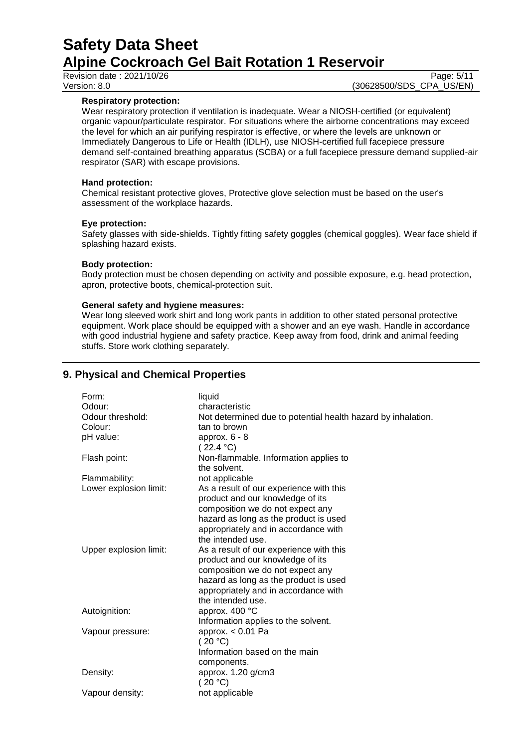**Respiratory protection:**

Wear respiratory protection if ventilation is inadequate. Wear a NIOSH-certified (or equivalent) organic vapour/particulate respirator. For situations where the airborne concentrations may exceed the level for which an air purifying respirator is effective, or where the levels are unknown or Immediately Dangerous to Life or Health (IDLH), use NIOSH-certified full facepiece pressure demand self-contained breathing apparatus (SCBA) or a full facepiece pressure demand supplied-air respirator (SAR) with escape provisions.

**Hand protection:**

Chemical resistant protective gloves, Protective glove selection must be based on the user's assessment of the workplace hazards.

**Eye protection:**

Safety glasses with side-shields. Tightly fitting safety goggles (chemical goggles). Wear face shield if splashing hazard exists.

**Body protection:**

Body protection must be chosen depending on activity and possible exposure, e.g. head protection, apron, protective boots, chemical-protection suit.

**General safety and hygiene measures:**

Wear long sleeved work shirt and long work pants in addition to other stated personal protective equipment. Work place should be equipped with a shower and an eye wash. Handle in accordance with good industrial hygiene and safety practice. Keep away from food, drink and animal feeding stuffs. Store work clothing separately.

## 9. Physical and Chemical Properties

| | |
|---|---|
| Form: | liquid |
| Odour: | characteristic |
| Odour threshold: | Not determined due to potential health hazard by inhalation. |
| Colour: | tan to brown |
| pH value: | approx. 6 - 8<br>( 22.4 °C) |
| Flash point: | Non-flammable. Information applies to the solvent. |
| Flammability: | not applicable |
| Lower explosion limit: | As a result of our experience with this product and our knowledge of its composition we do not expect any hazard as long as the product is used appropriately and in accordance with the intended use. |
| Upper explosion limit: | As a result of our experience with this product and our knowledge of its composition we do not expect any hazard as long as the product is used appropriately and in accordance with the intended use. |
| Autoignition: | approx. 400 °C<br>Information applies to the solvent. |
| Vapour pressure: | approx. < 0.01 Pa<br>( 20 °C)<br>Information based on the main components. |
| Density: | approx. 1.20 g/cm3<br>( 20 °C) |
| Vapour density: | not applicable |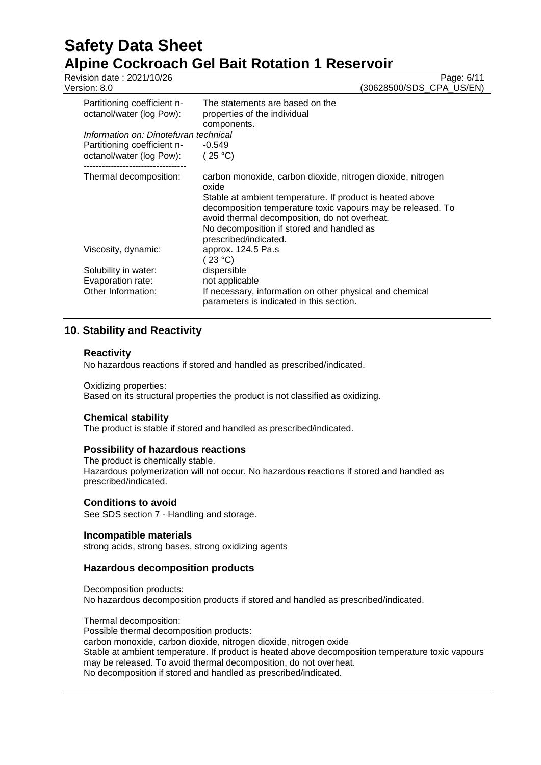| | |
|---|---|
| Partitioning coefficient n-octanol/water (log Pow): | The statements are based on the properties of the individual components. |
| *Information on: Dinotefuran technical* | |
| Partitioning coefficient n-octanol/water (log Pow): | -0.549<br>( 25 °C) |
| Thermal decomposition: | carbon monoxide, carbon dioxide, nitrogen dioxide, nitrogen oxide<br>Stable at ambient temperature. If product is heated above decomposition temperature toxic vapours may be released. To avoid thermal decomposition, do not overheat.<br>No decomposition if stored and handled as prescribed/indicated. |
| Viscosity, dynamic: | approx. 124.5 Pa.s<br>( 23 °C) |
| Solubility in water: | dispersible |
| Evaporation rate: | not applicable |
| Other Information: | If necessary, information on other physical and chemical parameters is indicated in this section. |

## 10. Stability and Reactivity

### Reactivity

No hazardous reactions if stored and handled as prescribed/indicated.

Oxidizing properties:
Based on its structural properties the product is not classified as oxidizing.

### Chemical stability

The product is stable if stored and handled as prescribed/indicated.

### Possibility of hazardous reactions

The product is chemically stable.
Hazardous polymerization will not occur. No hazardous reactions if stored and handled as prescribed/indicated.

### Conditions to avoid

See SDS section 7 - Handling and storage.

### Incompatible materials

strong acids, strong bases, strong oxidizing agents

### Hazardous decomposition products

Decomposition products:
No hazardous decomposition products if stored and handled as prescribed/indicated.

Thermal decomposition:
Possible thermal decomposition products:
carbon monoxide, carbon dioxide, nitrogen dioxide, nitrogen oxide
Stable at ambient temperature. If product is heated above decomposition temperature toxic vapours may be released. To avoid thermal decomposition, do not overheat.
No decomposition if stored and handled as prescribed/indicated.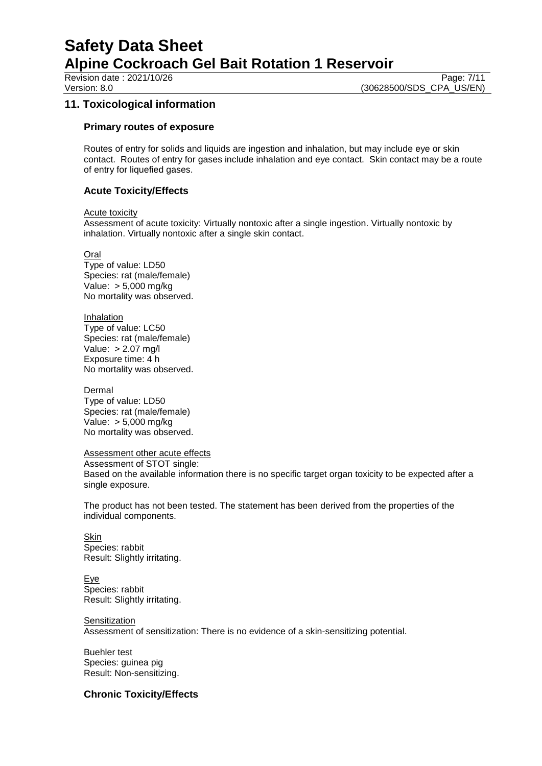## 11. Toxicological information

### Primary routes of exposure

Routes of entry for solids and liquids are ingestion and inhalation, but may include eye or skin contact. Routes of entry for gases include inhalation and eye contact. Skin contact may be a route of entry for liquefied gases.

### Acute Toxicity/Effects

Acute toxicity

Assessment of acute toxicity: Virtually nontoxic after a single ingestion. Virtually nontoxic by inhalation. Virtually nontoxic after a single skin contact.

Oral

Type of value: LD50
Species: rat (male/female)
Value: > 5,000 mg/kg
No mortality was observed.

Inhalation

Type of value: LC50
Species: rat (male/female)
Value: > 2.07 mg/l
Exposure time: 4 h
No mortality was observed.

Dermal

Type of value: LD50
Species: rat (male/female)
Value: > 5,000 mg/kg
No mortality was observed.

Assessment other acute effects

Assessment of STOT single:
Based on the available information there is no specific target organ toxicity to be expected after a single exposure.

The product has not been tested. The statement has been derived from the properties of the individual components.

Skin

Species: rabbit
Result: Slightly irritating.

Eye

Species: rabbit
Result: Slightly irritating.

Sensitization

Assessment of sensitization: There is no evidence of a skin-sensitizing potential.

Buehler test
Species: guinea pig
Result: Non-sensitizing.

### Chronic Toxicity/Effects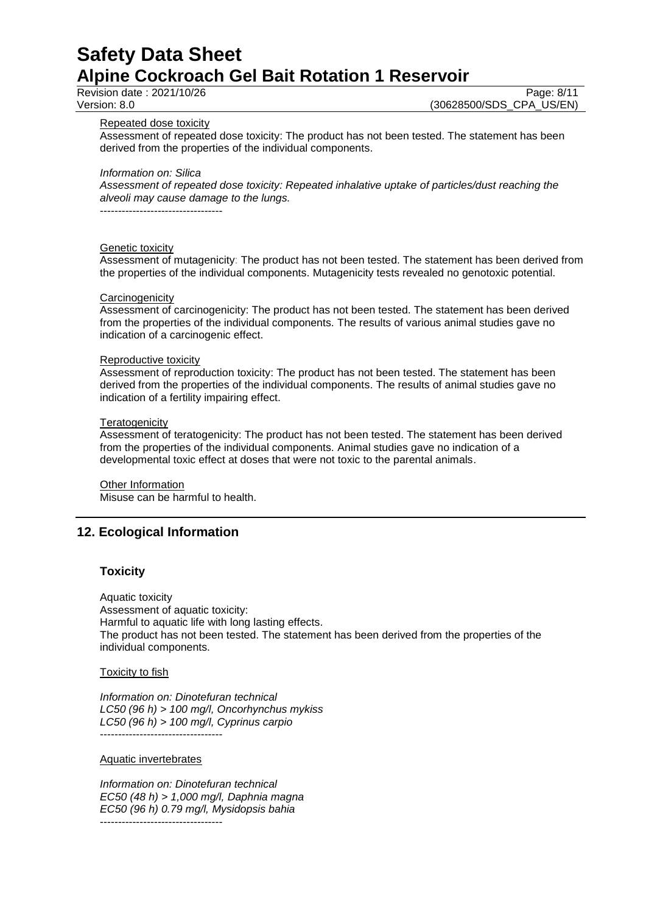Repeated dose toxicity

Assessment of repeated dose toxicity: The product has not been tested. The statement has been derived from the properties of the individual components.

*Information on: Silica*
*Assessment of repeated dose toxicity: Repeated inhalative uptake of particles/dust reaching the alveoli may cause damage to the lungs.*
----------------------------------

Genetic toxicity

Assessment of mutagenicity: The product has not been tested. The statement has been derived from the properties of the individual components. Mutagenicity tests revealed no genotoxic potential.

Carcinogenicity

Assessment of carcinogenicity: The product has not been tested. The statement has been derived from the properties of the individual components. The results of various animal studies gave no indication of a carcinogenic effect.

Reproductive toxicity

Assessment of reproduction toxicity: The product has not been tested. The statement has been derived from the properties of the individual components. The results of animal studies gave no indication of a fertility impairing effect.

Teratogenicity

Assessment of teratogenicity: The product has not been tested. The statement has been derived from the properties of the individual components. Animal studies gave no indication of a developmental toxic effect at doses that were not toxic to the parental animals.

Other Information

Misuse can be harmful to health.

## 12. Ecological Information

### Toxicity

Aquatic toxicity
Assessment of aquatic toxicity:
Harmful to aquatic life with long lasting effects.
The product has not been tested. The statement has been derived from the properties of the individual components.

Toxicity to fish

*Information on: Dinotefuran technical*
*LC50 (96 h) > 100 mg/l, Oncorhynchus mykiss*
*LC50 (96 h) > 100 mg/l, Cyprinus carpio*
----------------------------------

Aquatic invertebrates

*Information on: Dinotefuran technical*
*EC50 (48 h) > 1,000 mg/l, Daphnia magna*
*EC50 (96 h) 0.79 mg/l, Mysidopsis bahia*
----------------------------------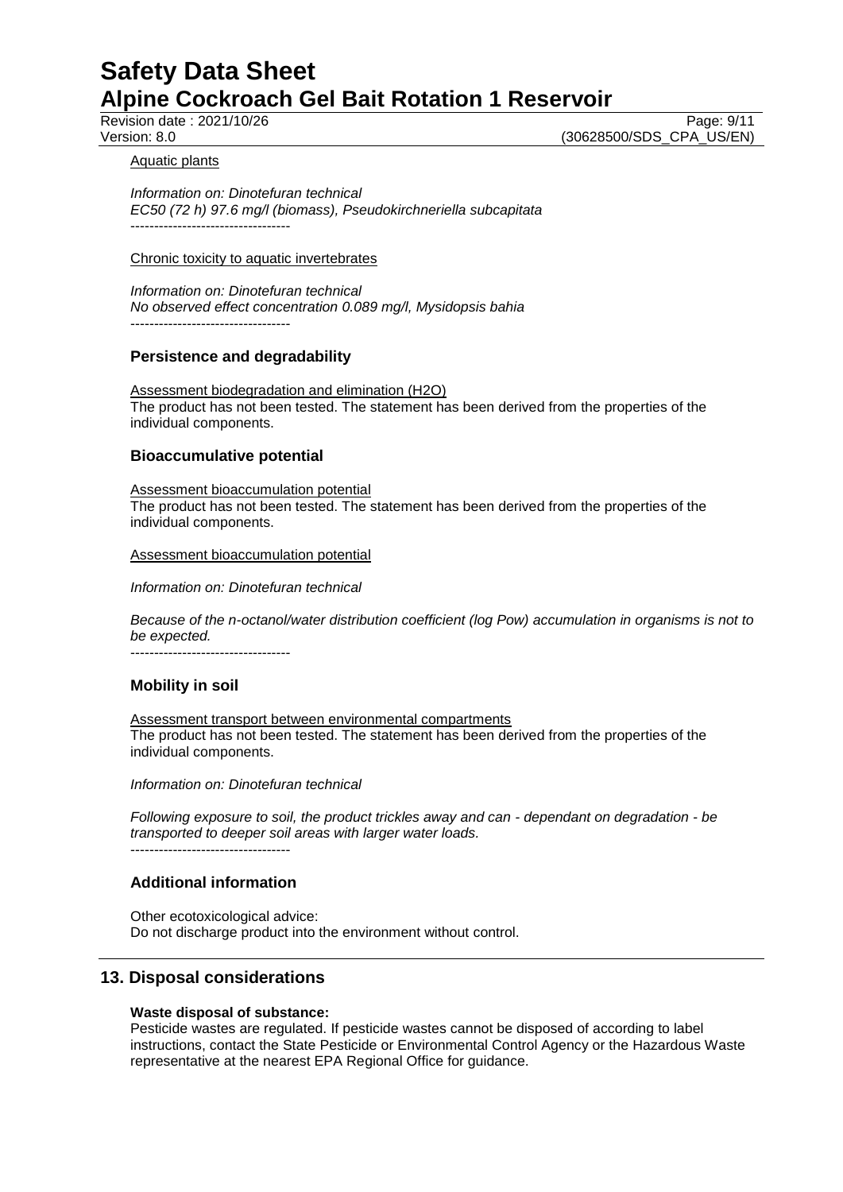Aquatic plants

*Information on: Dinotefuran technical*
*EC50 (72 h) 97.6 mg/l (biomass), Pseudokirchneriella subcapitata*
----------------------------------

Chronic toxicity to aquatic invertebrates

*Information on: Dinotefuran technical*
*No observed effect concentration 0.089 mg/l, Mysidopsis bahia*
----------------------------------

### Persistence and degradability

Assessment biodegradation and elimination ($H_2O$)
The product has not been tested. The statement has been derived from the properties of the individual components.

### Bioaccumulative potential

Assessment bioaccumulation potential
The product has not been tested. The statement has been derived from the properties of the individual components.

Assessment bioaccumulation potential

*Information on: Dinotefuran technical*

*Because of the n-octanol/water distribution coefficient (log Pow) accumulation in organisms is not to be expected.*
----------------------------------

### Mobility in soil

Assessment transport between environmental compartments
The product has not been tested. The statement has been derived from the properties of the individual components.

*Information on: Dinotefuran technical*

*Following exposure to soil, the product trickles away and can - dependant on degradation - be transported to deeper soil areas with larger water loads.*
----------------------------------

### Additional information

Other ecotoxicological advice:
Do not discharge product into the environment without control.

## 13. Disposal considerations

**Waste disposal of substance:**
Pesticide wastes are regulated. If pesticide wastes cannot be disposed of according to label instructions, contact the State Pesticide or Environmental Control Agency or the Hazardous Waste representative at the nearest EPA Regional Office for guidance.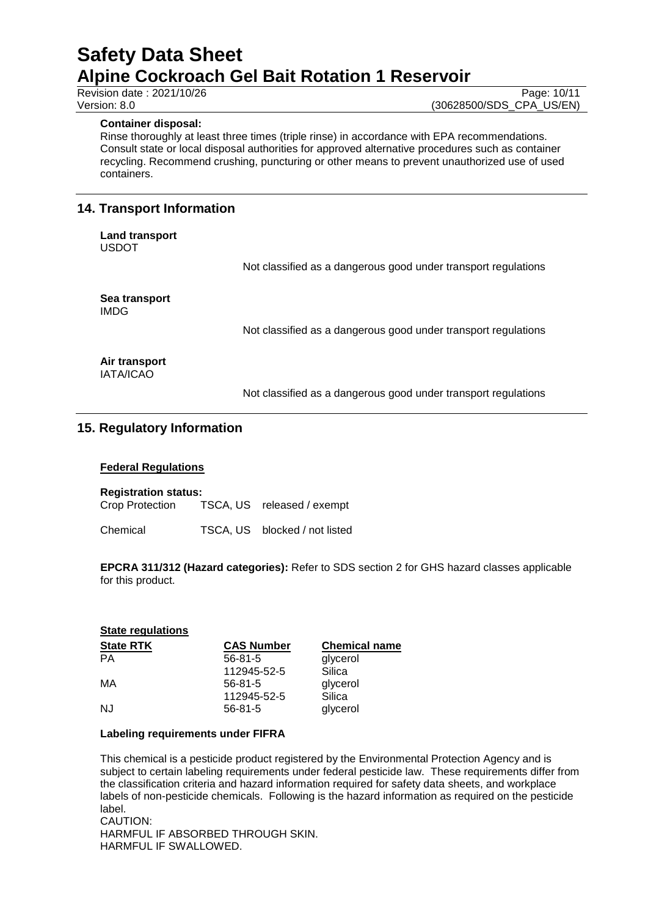**Container disposal:**
Rinse thoroughly at least three times (triple rinse) in accordance with EPA recommendations. Consult state or local disposal authorities for approved alternative procedures such as container recycling. Recommend crushing, puncturing or other means to prevent unauthorized use of used containers.

## 14. Transport Information

**Land transport**
USDOT

Not classified as a dangerous good under transport regulations

**Sea transport**
IMDG

Not classified as a dangerous good under transport regulations

**Air transport**
IATA/ICAO

Not classified as a dangerous good under transport regulations

## 15. Regulatory Information

**Federal Regulations**

**Registration status:**

| | | |
|---|---|---|
| Crop Protection | TSCA, US | released / exempt |
| Chemical | TSCA, US | blocked / not listed |

**EPCRA 311/312 (Hazard categories):** Refer to SDS section 2 for GHS hazard classes applicable for this product.

**State regulations**

| State RTK | CAS Number | Chemical name |
|---|---|---|
| PA | 56-81-5 | glycerol |
| | 112945-52-5 | Silica |
| MA | 56-81-5 | glycerol |
| | 112945-52-5 | Silica |
| NJ | 56-81-5 | glycerol |

**Labeling requirements under FIFRA**

This chemical is a pesticide product registered by the Environmental Protection Agency and is subject to certain labeling requirements under federal pesticide law. These requirements differ from the classification criteria and hazard information required for safety data sheets, and workplace labels of non-pesticide chemicals. Following is the hazard information as required on the pesticide label.
CAUTION:
HARMFUL IF ABSORBED THROUGH SKIN.
HARMFUL IF SWALLOWED.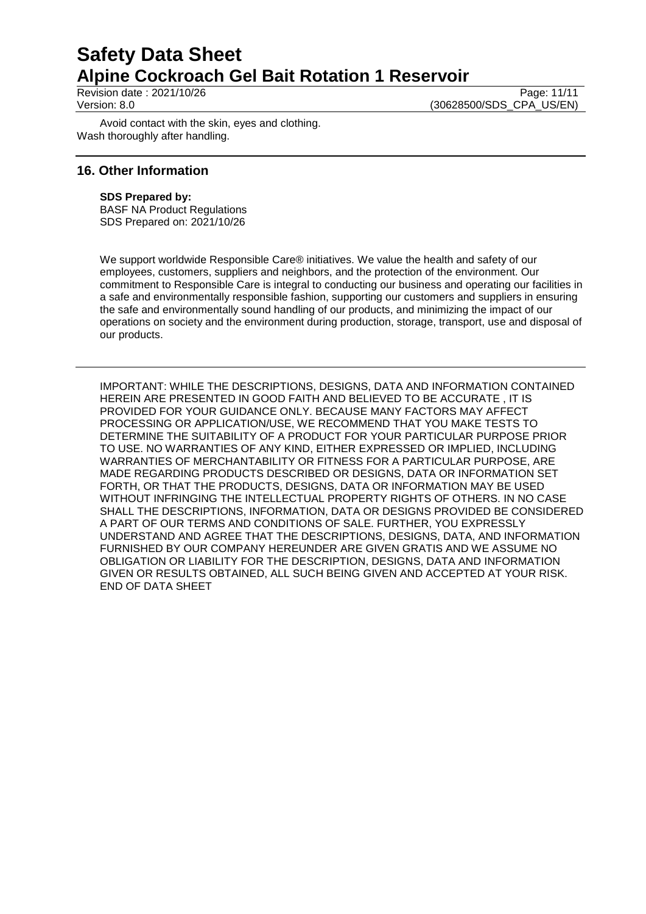Avoid contact with the skin, eyes and clothing.
Wash thoroughly after handling.

## 16. Other Information

**SDS Prepared by:**
BASF NA Product Regulations
SDS Prepared on: 2021/10/26

We support worldwide Responsible Care® initiatives. We value the health and safety of our employees, customers, suppliers and neighbors, and the protection of the environment. Our commitment to Responsible Care is integral to conducting our business and operating our facilities in a safe and environmentally responsible fashion, supporting our customers and suppliers in ensuring the safe and environmentally sound handling of our products, and minimizing the impact of our operations on society and the environment during production, storage, transport, use and disposal of our products.

---

IMPORTANT: WHILE THE DESCRIPTIONS, DESIGNS, DATA AND INFORMATION CONTAINED HEREIN ARE PRESENTED IN GOOD FAITH AND BELIEVED TO BE ACCURATE , IT IS PROVIDED FOR YOUR GUIDANCE ONLY. BECAUSE MANY FACTORS MAY AFFECT PROCESSING OR APPLICATION/USE, WE RECOMMEND THAT YOU MAKE TESTS TO DETERMINE THE SUITABILITY OF A PRODUCT FOR YOUR PARTICULAR PURPOSE PRIOR TO USE. NO WARRANTIES OF ANY KIND, EITHER EXPRESSED OR IMPLIED, INCLUDING WARRANTIES OF MERCHANTABILITY OR FITNESS FOR A PARTICULAR PURPOSE, ARE MADE REGARDING PRODUCTS DESCRIBED OR DESIGNS, DATA OR INFORMATION SET FORTH, OR THAT THE PRODUCTS, DESIGNS, DATA OR INFORMATION MAY BE USED WITHOUT INFRINGING THE INTELLECTUAL PROPERTY RIGHTS OF OTHERS. IN NO CASE SHALL THE DESCRIPTIONS, INFORMATION, DATA OR DESIGNS PROVIDED BE CONSIDERED A PART OF OUR TERMS AND CONDITIONS OF SALE. FURTHER, YOU EXPRESSLY UNDERSTAND AND AGREE THAT THE DESCRIPTIONS, DESIGNS, DATA, AND INFORMATION FURNISHED BY OUR COMPANY HEREUNDER ARE GIVEN GRATIS AND WE ASSUME NO OBLIGATION OR LIABILITY FOR THE DESCRIPTION, DESIGNS, DATA AND INFORMATION GIVEN OR RESULTS OBTAINED, ALL SUCH BEING GIVEN AND ACCEPTED AT YOUR RISK.
END OF DATA SHEET